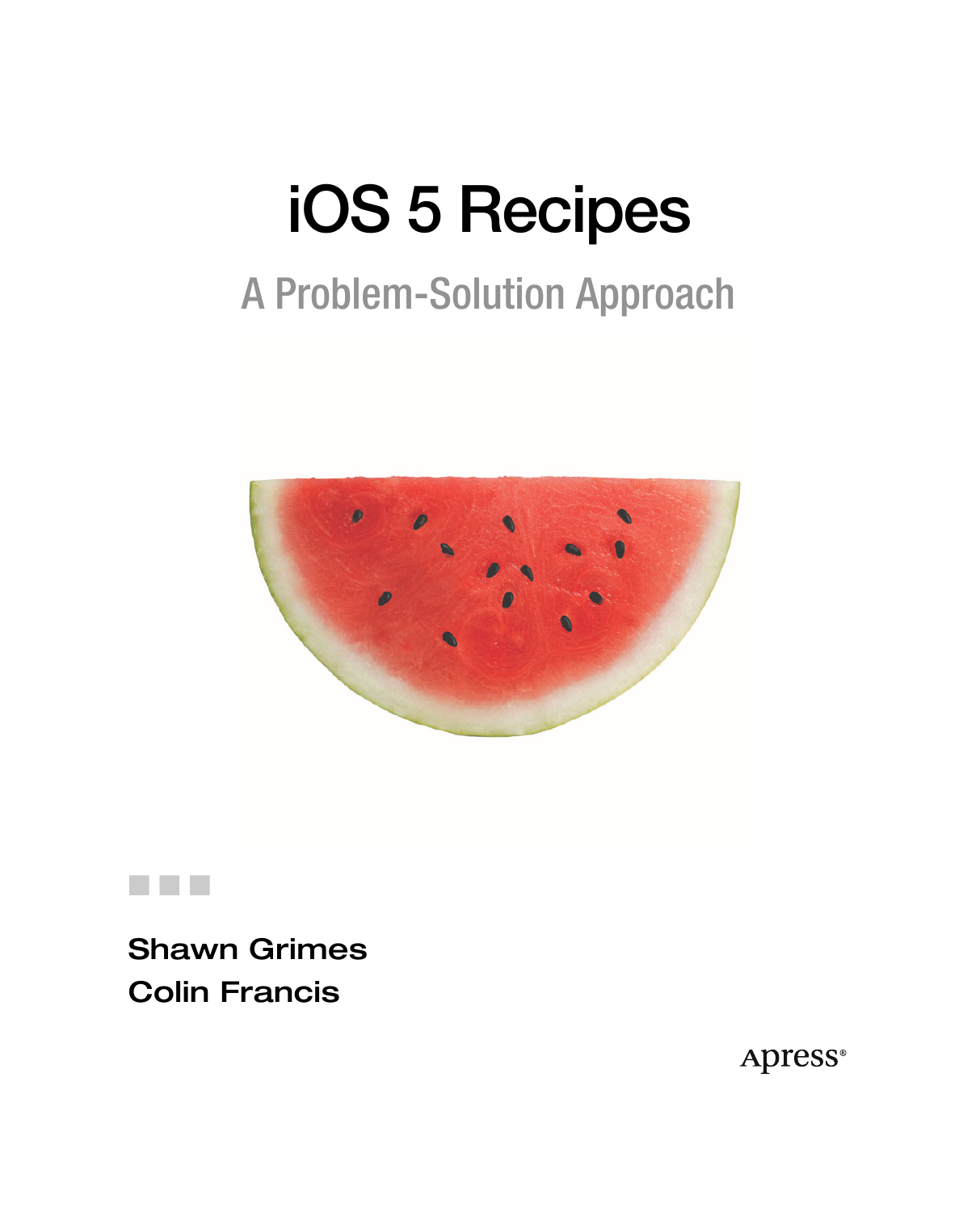# iOS 5 Recipes

## A Problem-Solution Approach

**Shawn Grimes**
**Colin Francis**

Apress®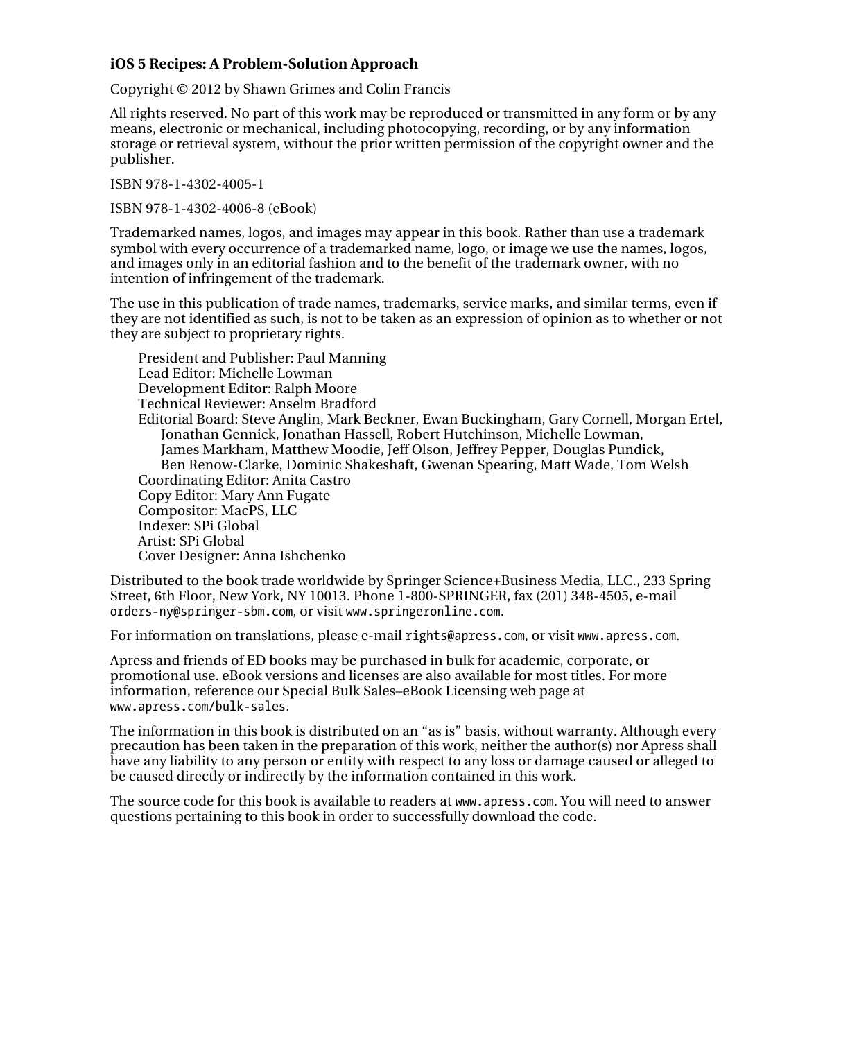**iOS 5 Recipes: A Problem-Solution Approach**

Copyright © 2012 by Shawn Grimes and Colin Francis

All rights reserved. No part of this work may be reproduced or transmitted in any form or by any means, electronic or mechanical, including photocopying, recording, or by any information storage or retrieval system, without the prior written permission of the copyright owner and the publisher.

ISBN 978-1-4302-4005-1

ISBN 978-1-4302-4006-8 (eBook)

Trademarked names, logos, and images may appear in this book. Rather than use a trademark symbol with every occurrence of a trademarked name, logo, or image we use the names, logos, and images only in an editorial fashion and to the benefit of the trademark owner, with no intention of infringement of the trademark.

The use in this publication of trade names, trademarks, service marks, and similar terms, even if they are not identified as such, is not to be taken as an expression of opinion as to whether or not they are subject to proprietary rights.

President and Publisher: Paul Manning
Lead Editor: Michelle Lowman
Development Editor: Ralph Moore
Technical Reviewer: Anselm Bradford
Editorial Board: Steve Anglin, Mark Beckner, Ewan Buckingham, Gary Cornell, Morgan Ertel, Jonathan Gennick, Jonathan Hassell, Robert Hutchinson, Michelle Lowman, James Markham, Matthew Moodie, Jeff Olson, Jeffrey Pepper, Douglas Pundick, Ben Renow-Clarke, Dominic Shakeshaft, Gwenan Spearing, Matt Wade, Tom Welsh
Coordinating Editor: Anita Castro
Copy Editor: Mary Ann Fugate
Compositor: MacPS, LLC
Indexer: SPi Global
Artist: SPi Global
Cover Designer: Anna Ishchenko

Distributed to the book trade worldwide by Springer Science+Business Media, LLC., 233 Spring Street, 6th Floor, New York, NY 10013. Phone 1-800-SPRINGER, fax (201) 348-4505, e-mail orders-ny@springer-sbm.com, or visit www.springeronline.com.

For information on translations, please e-mail rights@apress.com, or visit www.apress.com.

Apress and friends of ED books may be purchased in bulk for academic, corporate, or promotional use. eBook versions and licenses are also available for most titles. For more information, reference our Special Bulk Sales–eBook Licensing web page at www.apress.com/bulk-sales.

The information in this book is distributed on an "as is" basis, without warranty. Although every precaution has been taken in the preparation of this work, neither the author(s) nor Apress shall have any liability to any person or entity with respect to any loss or damage caused or alleged to be caused directly or indirectly by the information contained in this work.

The source code for this book is available to readers at www.apress.com. You will need to answer questions pertaining to this book in order to successfully download the code.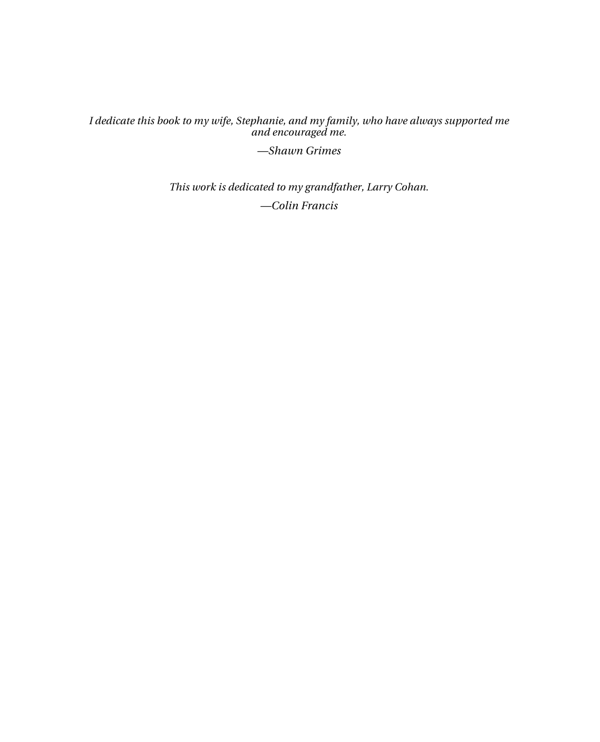*I dedicate this book to my wife, Stephanie, and my family, who have always supported me and encouraged me.*

*—Shawn Grimes*

*This work is dedicated to my grandfather, Larry Cohan.*

*—Colin Francis*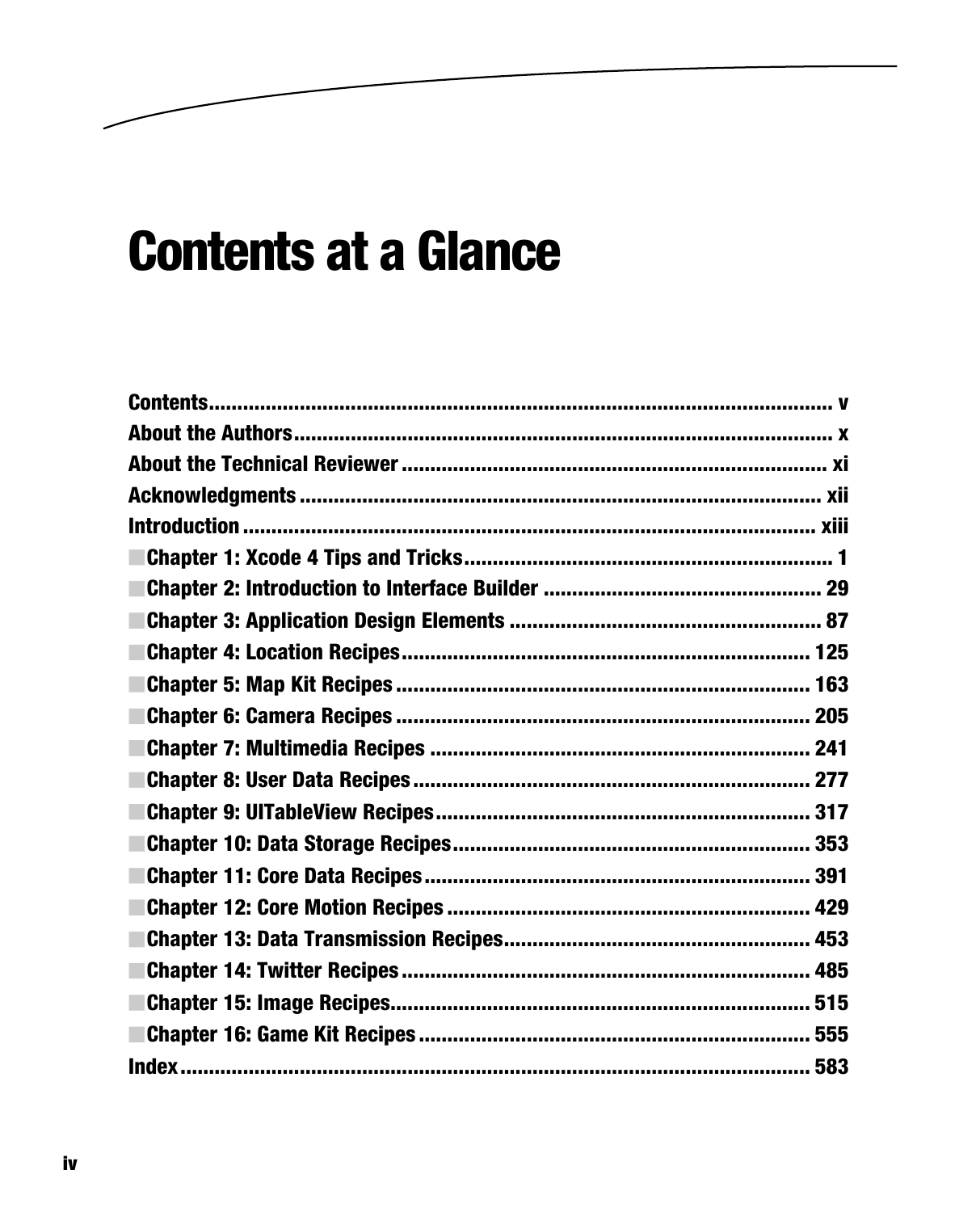# Contents at a Glance

- **Contents** ........ v
- **About the Authors** ........ x
- **About the Technical Reviewer** ........ xi
- **Acknowledgments** ........ xii
- **Introduction** ........ xiii
- **Chapter 1: Xcode 4 Tips and Tricks** ........ 1
- **Chapter 2: Introduction to Interface Builder** ........ 29
- **Chapter 3: Application Design Elements** ........ 87
- **Chapter 4: Location Recipes** ........ 125
- **Chapter 5: Map Kit Recipes** ........ 163
- **Chapter 6: Camera Recipes** ........ 205
- **Chapter 7: Multimedia Recipes** ........ 241
- **Chapter 8: User Data Recipes** ........ 277
- **Chapter 9: UITableView Recipes** ........ 317
- **Chapter 10: Data Storage Recipes** ........ 353
- **Chapter 11: Core Data Recipes** ........ 391
- **Chapter 12: Core Motion Recipes** ........ 429
- **Chapter 13: Data Transmission Recipes** ........ 453
- **Chapter 14: Twitter Recipes** ........ 485
- **Chapter 15: Image Recipes** ........ 515
- **Chapter 16: Game Kit Recipes** ........ 555
- **Index** ........ 583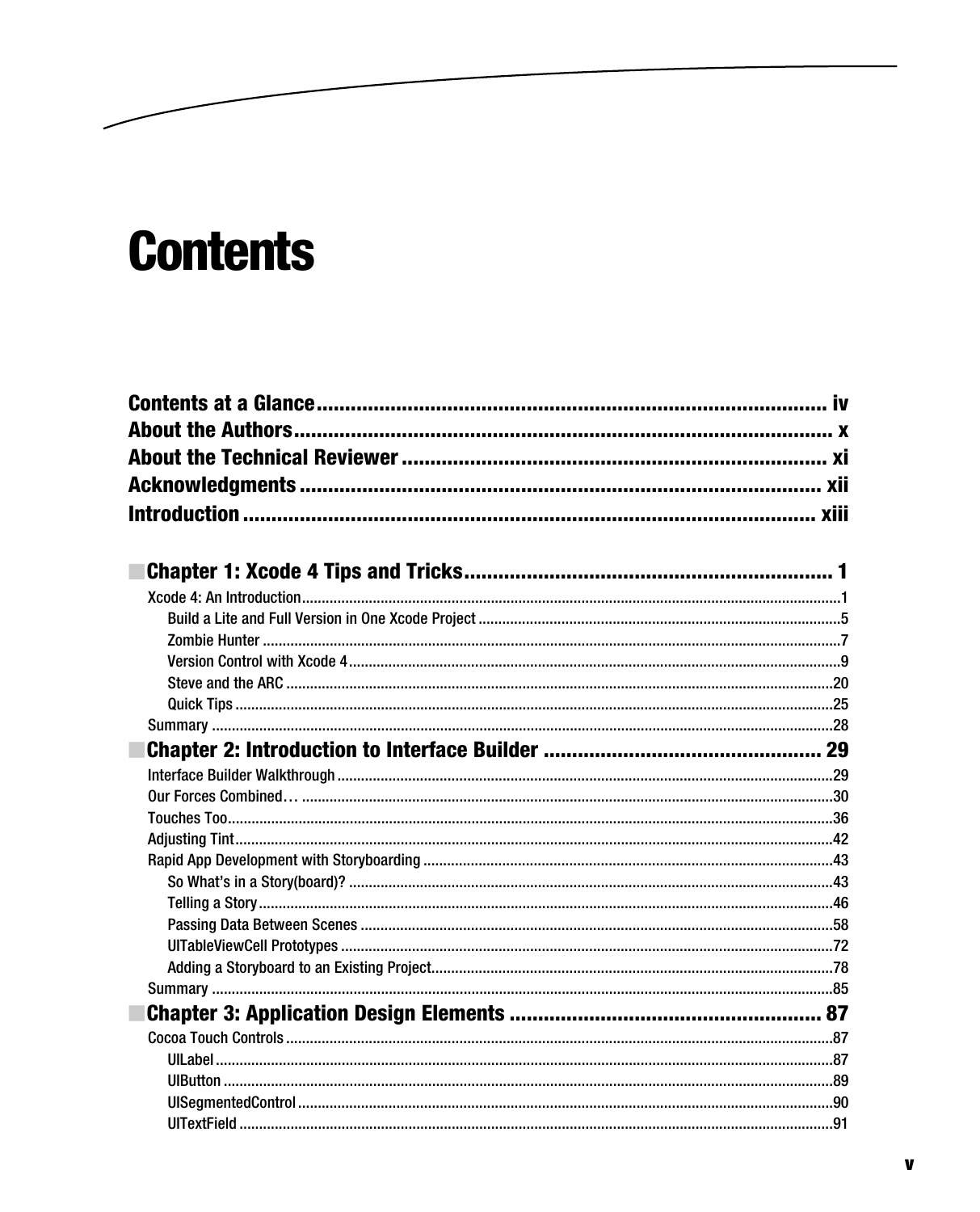# Contents

**Contents at a Glance ........................................................................................ iv**
**About the Authors ............................................................................................. x**
**About the Technical Reviewer .......................................................................... xi**
**Acknowledgments ........................................................................................... xii**
**Introduction ..................................................................................................... xiii**

## Chapter 1: Xcode 4 Tips and Tricks ................................................................ 1

- Xcode 4: An Introduction ....................................................................................................1
  - Build a Lite and Full Version in One Xcode Project .........................................................5
  - Zombie Hunter ...............................................................................................................7
  - Version Control with Xcode 4 ..........................................................................................9
  - Steve and the ARC ........................................................................................................20
  - Quick Tips ....................................................................................................................25
- Summary ..........................................................................................................................28

## Chapter 2: Introduction to Interface Builder ............................................... 29

- Interface Builder Walkthrough ...........................................................................................29
- Our Forces Combined… ....................................................................................................30
- Touches Too......................................................................................................................36
- Adjusting Tint....................................................................................................................42
- Rapid App Development with Storyboarding .....................................................................43
  - So What's in a Story(board)? ........................................................................................43
  - Telling a Story ...............................................................................................................46
  - Passing Data Between Scenes .....................................................................................58
  - UITableViewCell Prototypes ..........................................................................................72
  - Adding a Storyboard to an Existing Project....................................................................78
- Summary ..........................................................................................................................85

## Chapter 3: Application Design Elements ...................................................... 87

- Cocoa Touch Controls ........................................................................................................87
  - UILabel .........................................................................................................................87
  - UIButton .......................................................................................................................89
  - UISegmentedControl .....................................................................................................90
  - UITextField ...................................................................................................................91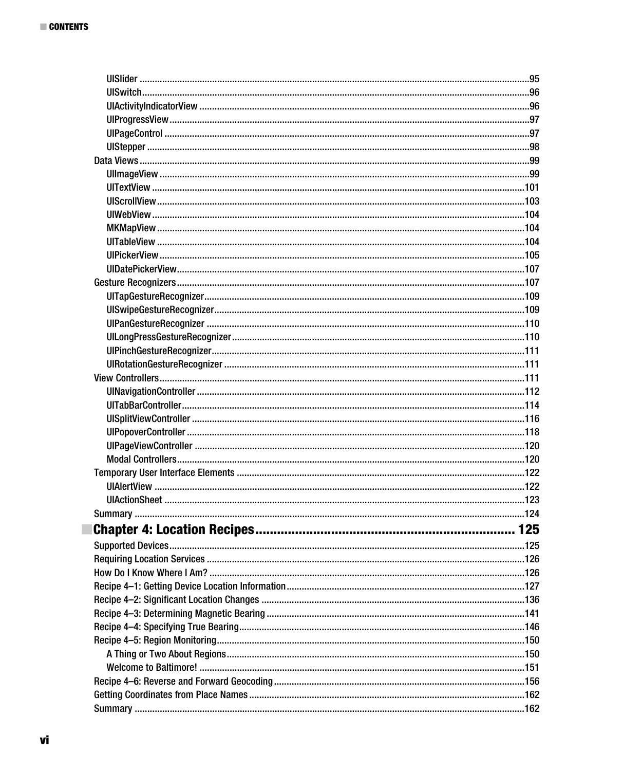UISlider ....................................................................................................95
UISwitch....................................................................................................96
UIActivityIndicatorView ....................................................................................................96
UIProgressView....................................................................................................97
UIPageControl ....................................................................................................97
UIStepper ....................................................................................................98
Data Views....................................................................................................99
UIImageView ....................................................................................................99
UITextView ....................................................................................................101
UIScrollView....................................................................................................103
UIWebView....................................................................................................104
MKMapView....................................................................................................104
UITableView ....................................................................................................104
UIPickerView....................................................................................................105
UIDatePickerView....................................................................................................107
Gesture Recognizers....................................................................................................107
UITapGestureRecognizer....................................................................................................109
UISwipeGestureRecognizer....................................................................................................109
UIPanGestureRecognizer ....................................................................................................110
UILongPressGestureRecognizer....................................................................................................110
UIPinchGestureRecognizer....................................................................................................111
UIRotationGestureRecognizer ....................................................................................................111
View Controllers....................................................................................................111
UINavigationController ....................................................................................................112
UITabBarController....................................................................................................114
UISplitViewController ....................................................................................................116
UIPopoverController ....................................................................................................118
UIPageViewController ....................................................................................................120
Modal Controllers....................................................................................................120
Temporary User Interface Elements ....................................................................................................122
UIAlertView ....................................................................................................122
UIActionSheet ....................................................................................................123
Summary ....................................................................................................124

## Chapter 4: Location Recipes.................................................................. 125

Supported Devices....................................................................................................125
Requiring Location Services ....................................................................................................126
How Do I Know Where I Am? ....................................................................................................126
Recipe 4–1: Getting Device Location Information....................................................................................................127
Recipe 4–2: Significant Location Changes ....................................................................................................136
Recipe 4–3: Determining Magnetic Bearing ....................................................................................................141
Recipe 4–4: Specifying True Bearing....................................................................................................146
Recipe 4–5: Region Monitoring....................................................................................................150
A Thing or Two About Regions....................................................................................................150
Welcome to Baltimore! ....................................................................................................151
Recipe 4–6: Reverse and Forward Geocoding....................................................................................................156
Getting Coordinates from Place Names ....................................................................................................162
Summary ....................................................................................................162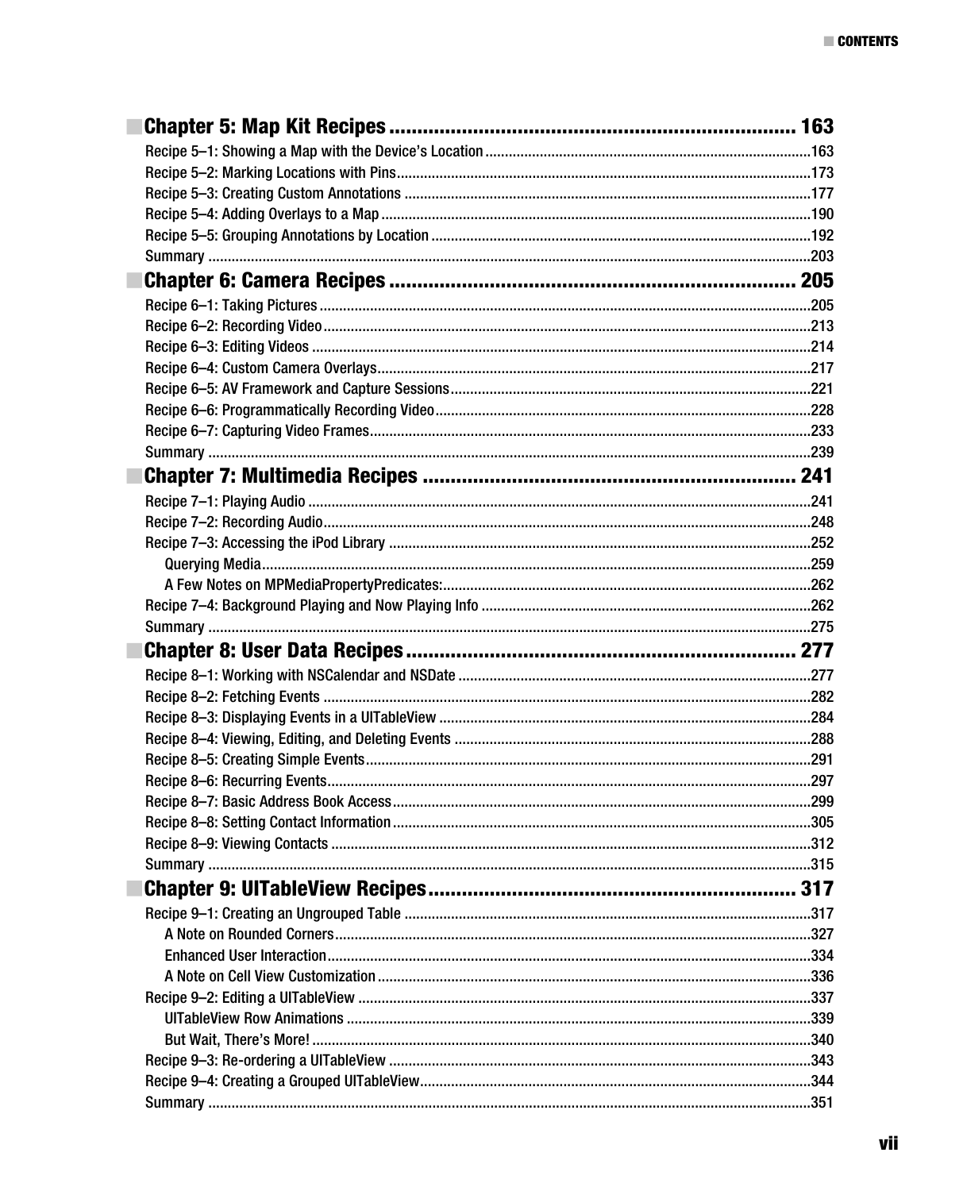## Chapter 5: Map Kit Recipes ........................................................ 163

Recipe 5–1: Showing a Map with the Device's Location ........................................................163
Recipe 5–2: Marking Locations with Pins ........................................................173
Recipe 5–3: Creating Custom Annotations ........................................................177
Recipe 5–4: Adding Overlays to a Map ........................................................190
Recipe 5–5: Grouping Annotations by Location ........................................................192
Summary ........................................................203

## Chapter 6: Camera Recipes ........................................................ 205

Recipe 6–1: Taking Pictures ........................................................205
Recipe 6–2: Recording Video ........................................................213
Recipe 6–3: Editing Videos ........................................................214
Recipe 6–4: Custom Camera Overlays ........................................................217
Recipe 6–5: AV Framework and Capture Sessions ........................................................221
Recipe 6–6: Programmatically Recording Video ........................................................228
Recipe 6–7: Capturing Video Frames ........................................................233
Summary ........................................................239

## Chapter 7: Multimedia Recipes ........................................................ 241

Recipe 7–1: Playing Audio ........................................................241
Recipe 7–2: Recording Audio ........................................................248
Recipe 7–3: Accessing the iPod Library ........................................................252
- Querying Media ........................................................259
- A Few Notes on MPMediaPropertyPredicates: ........................................................262

Recipe 7–4: Background Playing and Now Playing Info ........................................................262
Summary ........................................................275

## Chapter 8: User Data Recipes ........................................................ 277

Recipe 8–1: Working with NSCalendar and NSDate ........................................................277
Recipe 8–2: Fetching Events ........................................................282
Recipe 8–3: Displaying Events in a UITableView ........................................................284
Recipe 8–4: Viewing, Editing, and Deleting Events ........................................................288
Recipe 8–5: Creating Simple Events ........................................................291
Recipe 8–6: Recurring Events ........................................................297
Recipe 8–7: Basic Address Book Access ........................................................299
Recipe 8–8: Setting Contact Information ........................................................305
Recipe 8–9: Viewing Contacts ........................................................312
Summary ........................................................315

## Chapter 9: UITableView Recipes ........................................................ 317

Recipe 9–1: Creating an Ungrouped Table ........................................................317
- A Note on Rounded Corners ........................................................327
- Enhanced User Interaction ........................................................334
- A Note on Cell View Customization ........................................................336

Recipe 9–2: Editing a UITableView ........................................................337
- UITableView Row Animations ........................................................339
- But Wait, There's More! ........................................................340

Recipe 9–3: Re-ordering a UITableView ........................................................343
Recipe 9–4: Creating a Grouped UITableView ........................................................344
Summary ........................................................351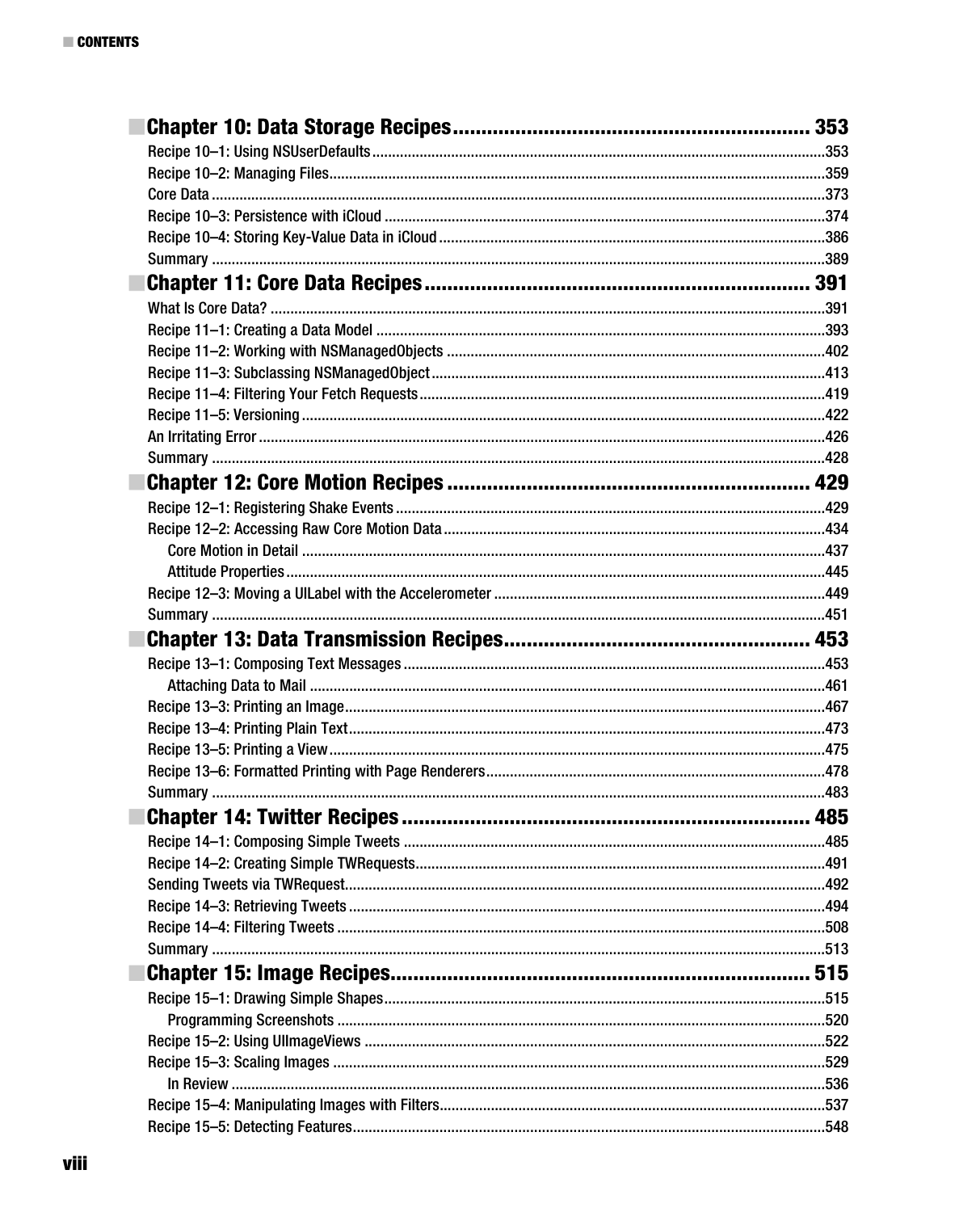## Chapter 10: Data Storage Recipes ............................................. 353

Recipe 10–1: Using NSUserDefaults ............................................. 353
Recipe 10–2: Managing Files ............................................. 359
Core Data ............................................. 373
Recipe 10–3: Persistence with iCloud ............................................. 374
Recipe 10–4: Storing Key-Value Data in iCloud ............................................. 386
Summary ............................................. 389

## Chapter 11: Core Data Recipes ............................................. 391

What Is Core Data? ............................................. 391
Recipe 11–1: Creating a Data Model ............................................. 393
Recipe 11–2: Working with NSManagedObjects ............................................. 402
Recipe 11–3: Subclassing NSManagedObject ............................................. 413
Recipe 11–4: Filtering Your Fetch Requests ............................................. 419
Recipe 11–5: Versioning ............................................. 422
An Irritating Error ............................................. 426
Summary ............................................. 428

## Chapter 12: Core Motion Recipes ............................................. 429

Recipe 12–1: Registering Shake Events ............................................. 429
Recipe 12–2: Accessing Raw Core Motion Data ............................................. 434
    Core Motion in Detail ............................................. 437
    Attitude Properties ............................................. 445
Recipe 12–3: Moving a UILabel with the Accelerometer ............................................. 449
Summary ............................................. 451

## Chapter 13: Data Transmission Recipes ............................................. 453

Recipe 13–1: Composing Text Messages ............................................. 453
    Attaching Data to Mail ............................................. 461
Recipe 13–3: Printing an Image ............................................. 467
Recipe 13–4: Printing Plain Text ............................................. 473
Recipe 13–5: Printing a View ............................................. 475
Recipe 13–6: Formatted Printing with Page Renderers ............................................. 478
Summary ............................................. 483

## Chapter 14: Twitter Recipes ............................................. 485

Recipe 14–1: Composing Simple Tweets ............................................. 485
Recipe 14–2: Creating Simple TWRequests ............................................. 491
Sending Tweets via TWRequest ............................................. 492
Recipe 14–3: Retrieving Tweets ............................................. 494
Recipe 14–4: Filtering Tweets ............................................. 508
Summary ............................................. 513

## Chapter 15: Image Recipes ............................................. 515

Recipe 15–1: Drawing Simple Shapes ............................................. 515
    Programming Screenshots ............................................. 520
Recipe 15–2: Using UIImageViews ............................................. 522
Recipe 15–3: Scaling Images ............................................. 529
    In Review ............................................. 536
Recipe 15–4: Manipulating Images with Filters ............................................. 537
Recipe 15–5: Detecting Features ............................................. 548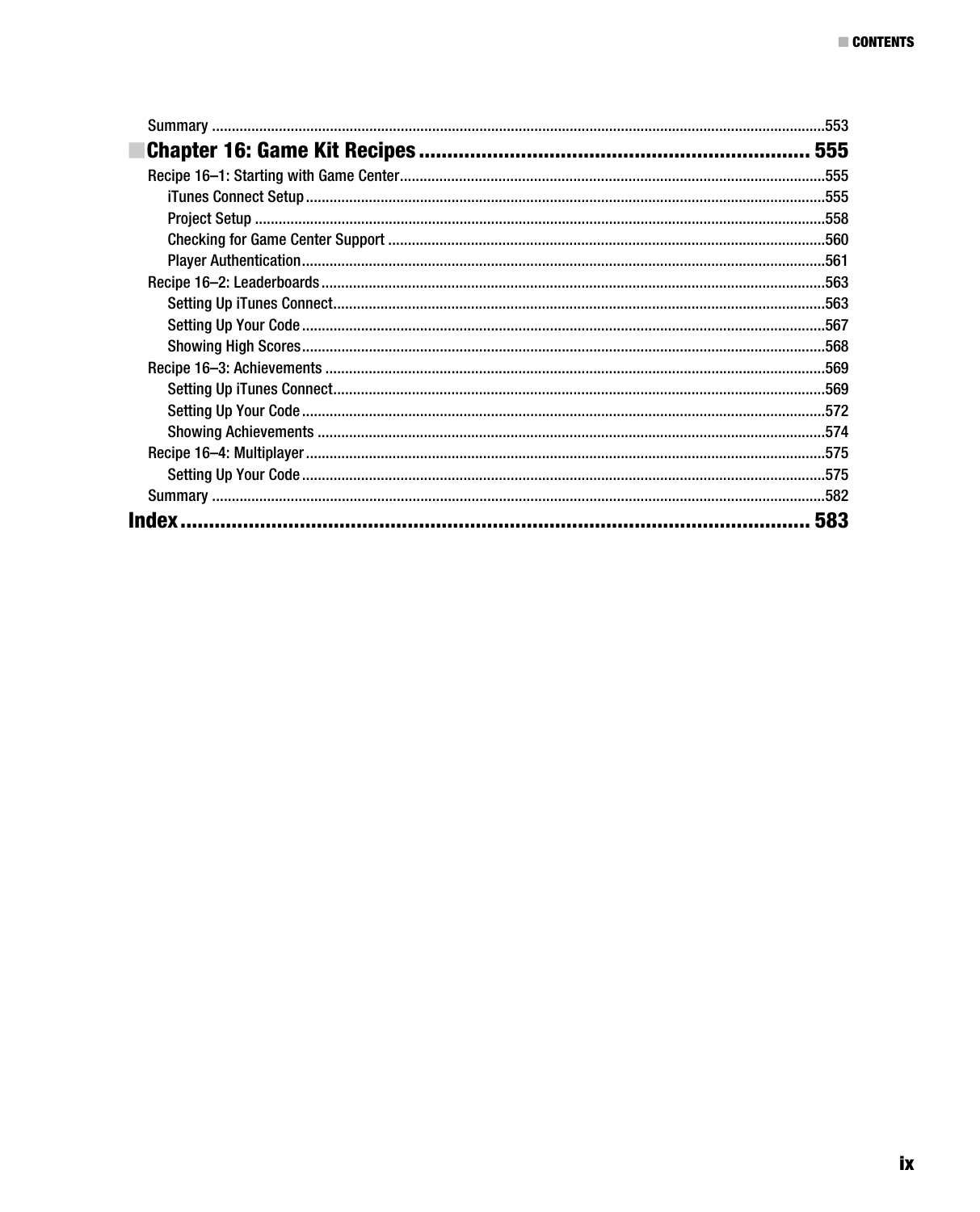Summary ....553

## Chapter 16: Game Kit Recipes .... 555

Recipe 16–1: Starting with Game Center ....555

- iTunes Connect Setup ....555
- Project Setup ....558
- Checking for Game Center Support ....560
- Player Authentication ....561

Recipe 16–2: Leaderboards ....563

- Setting Up iTunes Connect ....563
- Setting Up Your Code ....567
- Showing High Scores ....568

Recipe 16–3: Achievements ....569

- Setting Up iTunes Connect ....569
- Setting Up Your Code ....572
- Showing Achievements ....574

Recipe 16–4: Multiplayer ....575

- Setting Up Your Code ....575

Summary ....582

## Index .... 583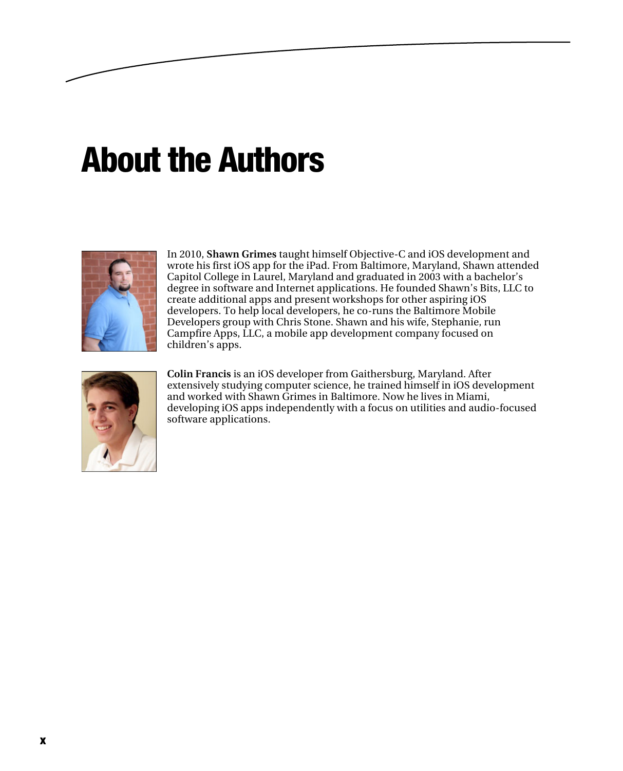# About the Authors

In 2010, **Shawn Grimes** taught himself Objective-C and iOS development and wrote his first iOS app for the iPad. From Baltimore, Maryland, Shawn attended Capitol College in Laurel, Maryland and graduated in 2003 with a bachelor's degree in software and Internet applications. He founded Shawn's Bits, LLC to create additional apps and present workshops for other aspiring iOS developers. To help local developers, he co-runs the Baltimore Mobile Developers group with Chris Stone. Shawn and his wife, Stephanie, run Campfire Apps, LLC, a mobile app development company focused on children's apps.

**Colin Francis** is an iOS developer from Gaithersburg, Maryland. After extensively studying computer science, he trained himself in iOS development and worked with Shawn Grimes in Baltimore. Now he lives in Miami, developing iOS apps independently with a focus on utilities and audio-focused software applications.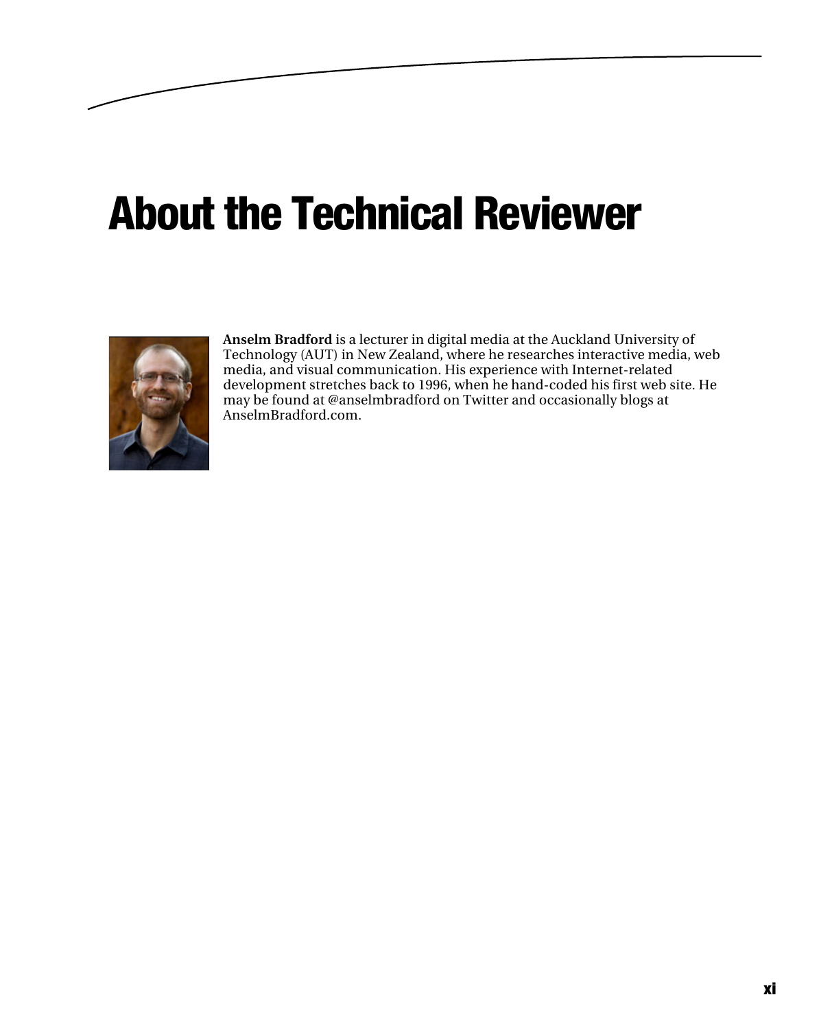# About the Technical Reviewer

**Anselm Bradford** is a lecturer in digital media at the Auckland University of Technology (AUT) in New Zealand, where he researches interactive media, web media, and visual communication. His experience with Internet-related development stretches back to 1996, when he hand-coded his first web site. He may be found at @anselmbradford on Twitter and occasionally blogs at AnselmBradford.com.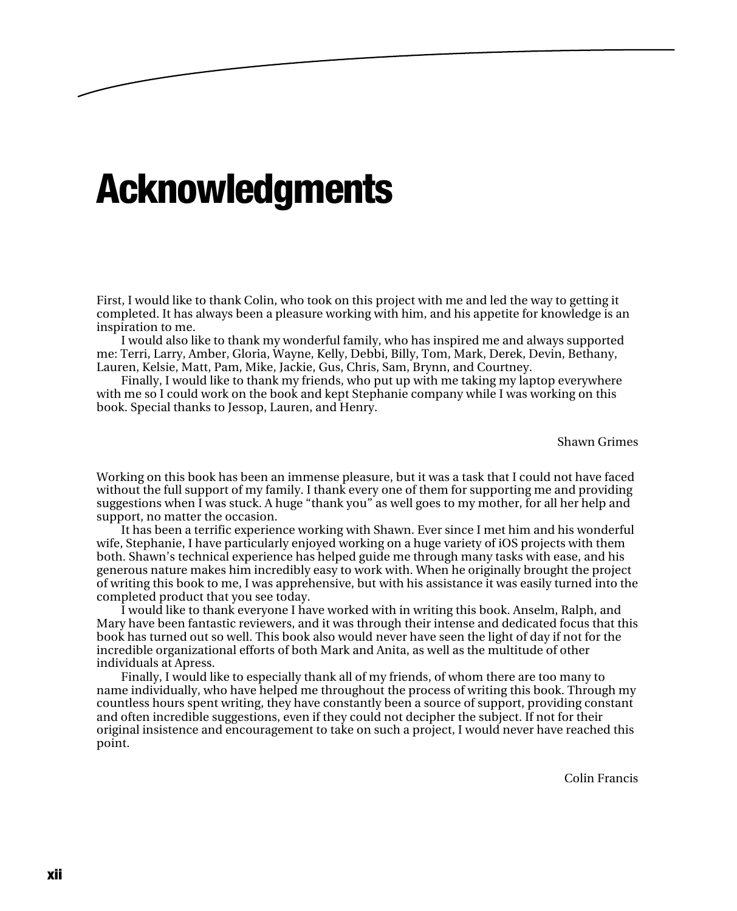# Acknowledgments

First, I would like to thank Colin, who took on this project with me and led the way to getting it completed. It has always been a pleasure working with him, and his appetite for knowledge is an inspiration to me.

I would also like to thank my wonderful family, who has inspired me and always supported me: Terri, Larry, Amber, Gloria, Wayne, Kelly, Debbi, Billy, Tom, Mark, Derek, Devin, Bethany, Lauren, Kelsie, Matt, Pam, Mike, Jackie, Gus, Chris, Sam, Brynn, and Courtney.

Finally, I would like to thank my friends, who put up with me taking my laptop everywhere with me so I could work on the book and kept Stephanie company while I was working on this book. Special thanks to Jessop, Lauren, and Henry.

Shawn Grimes

Working on this book has been an immense pleasure, but it was a task that I could not have faced without the full support of my family. I thank every one of them for supporting me and providing suggestions when I was stuck. A huge "thank you" as well goes to my mother, for all her help and support, no matter the occasion.

It has been a terrific experience working with Shawn. Ever since I met him and his wonderful wife, Stephanie, I have particularly enjoyed working on a huge variety of iOS projects with them both. Shawn's technical experience has helped guide me through many tasks with ease, and his generous nature makes him incredibly easy to work with. When he originally brought the project of writing this book to me, I was apprehensive, but with his assistance it was easily turned into the completed product that you see today.

I would like to thank everyone I have worked with in writing this book. Anselm, Ralph, and Mary have been fantastic reviewers, and it was through their intense and dedicated focus that this book has turned out so well. This book also would never have seen the light of day if not for the incredible organizational efforts of both Mark and Anita, as well as the multitude of other individuals at Apress.

Finally, I would like to especially thank all of my friends, of whom there are too many to name individually, who have helped me throughout the process of writing this book. Through my countless hours spent writing, they have constantly been a source of support, providing constant and often incredible suggestions, even if they could not decipher the subject. If not for their original insistence and encouragement to take on such a project, I would never have reached this point.

Colin Francis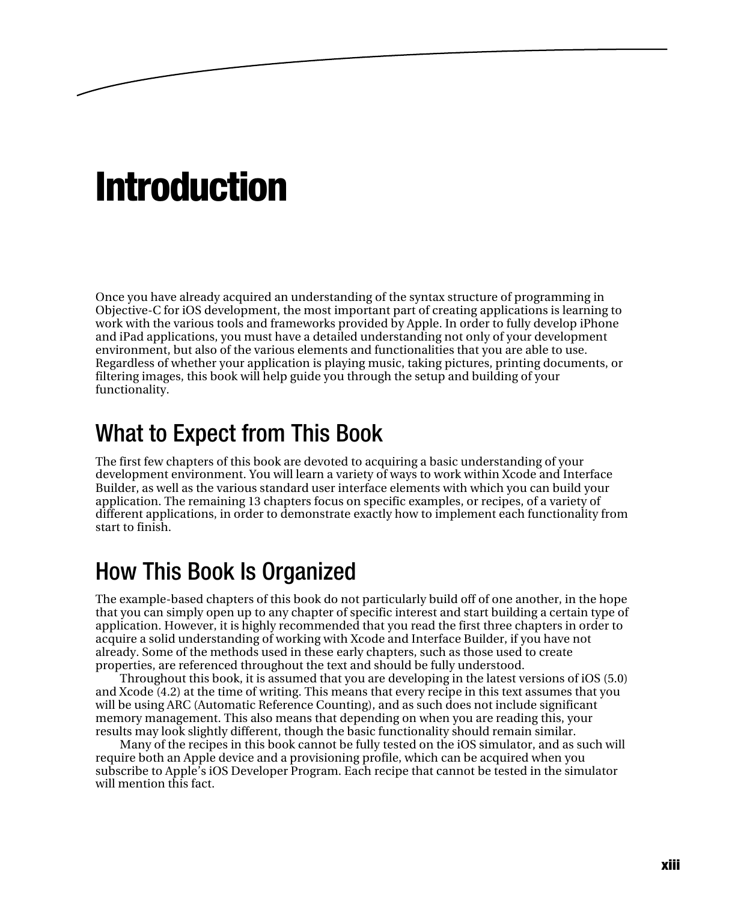# Introduction

Once you have already acquired an understanding of the syntax structure of programming in Objective-C for iOS development, the most important part of creating applications is learning to work with the various tools and frameworks provided by Apple. In order to fully develop iPhone and iPad applications, you must have a detailed understanding not only of your development environment, but also of the various elements and functionalities that you are able to use. Regardless of whether your application is playing music, taking pictures, printing documents, or filtering images, this book will help guide you through the setup and building of your functionality.

## What to Expect from This Book

The first few chapters of this book are devoted to acquiring a basic understanding of your development environment. You will learn a variety of ways to work within Xcode and Interface Builder, as well as the various standard user interface elements with which you can build your application. The remaining 13 chapters focus on specific examples, or recipes, of a variety of different applications, in order to demonstrate exactly how to implement each functionality from start to finish.

## How This Book Is Organized

The example-based chapters of this book do not particularly build off of one another, in the hope that you can simply open up to any chapter of specific interest and start building a certain type of application. However, it is highly recommended that you read the first three chapters in order to acquire a solid understanding of working with Xcode and Interface Builder, if you have not already. Some of the methods used in these early chapters, such as those used to create properties, are referenced throughout the text and should be fully understood.

Throughout this book, it is assumed that you are developing in the latest versions of iOS (5.0) and Xcode (4.2) at the time of writing. This means that every recipe in this text assumes that you will be using ARC (Automatic Reference Counting), and as such does not include significant memory management. This also means that depending on when you are reading this, your results may look slightly different, though the basic functionality should remain similar.

Many of the recipes in this book cannot be fully tested on the iOS simulator, and as such will require both an Apple device and a provisioning profile, which can be acquired when you subscribe to Apple's iOS Developer Program. Each recipe that cannot be tested in the simulator will mention this fact.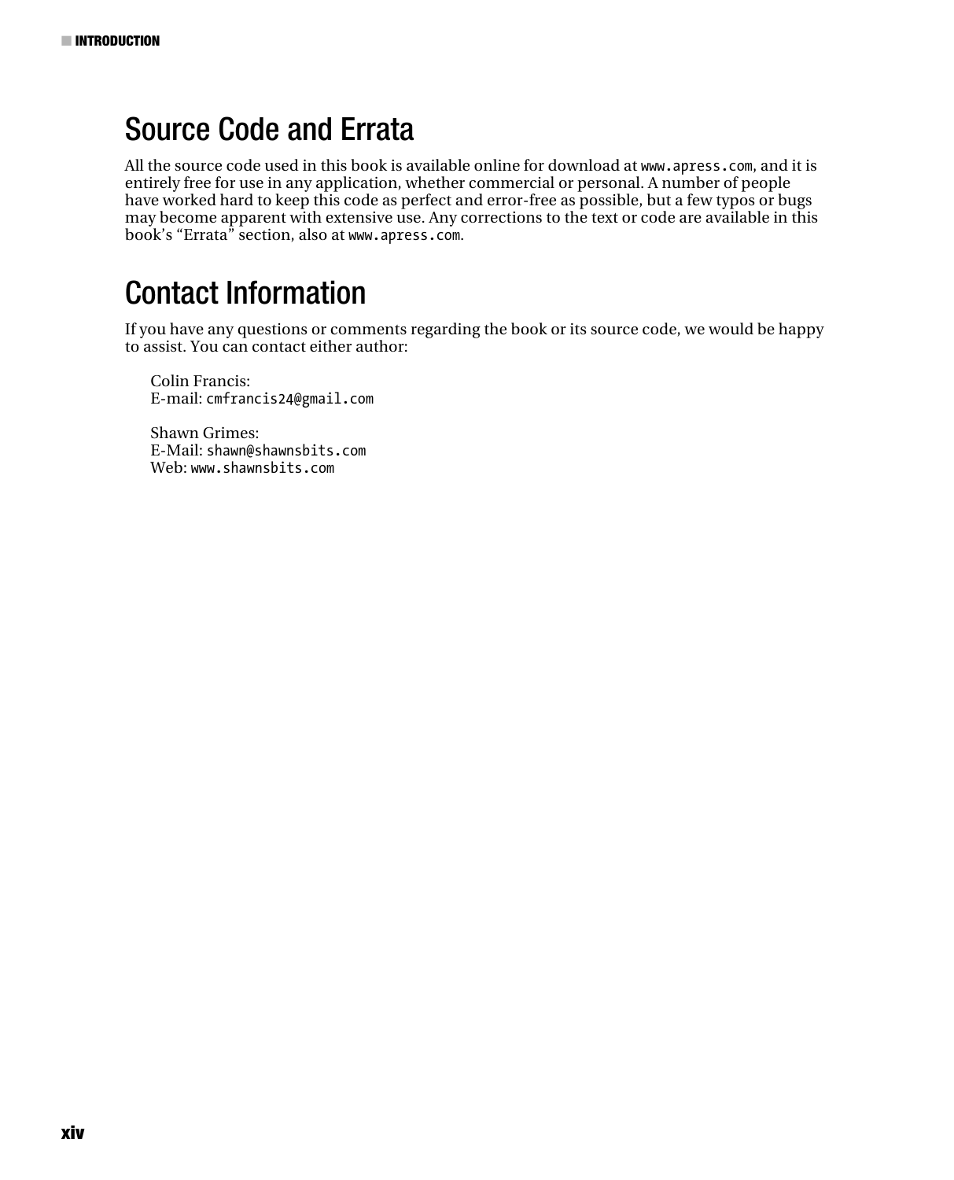## Source Code and Errata

All the source code used in this book is available online for download at `www.apress.com`, and it is entirely free for use in any application, whether commercial or personal. A number of people have worked hard to keep this code as perfect and error-free as possible, but a few typos or bugs may become apparent with extensive use. Any corrections to the text or code are available in this book's "Errata" section, also at `www.apress.com`.

## Contact Information

If you have any questions or comments regarding the book or its source code, we would be happy to assist. You can contact either author:

Colin Francis:  
E-mail: `cmfrancis24@gmail.com`

Shawn Grimes:  
E-Mail: `shawn@shawnsbits.com`  
Web: `www.shawnsbits.com`